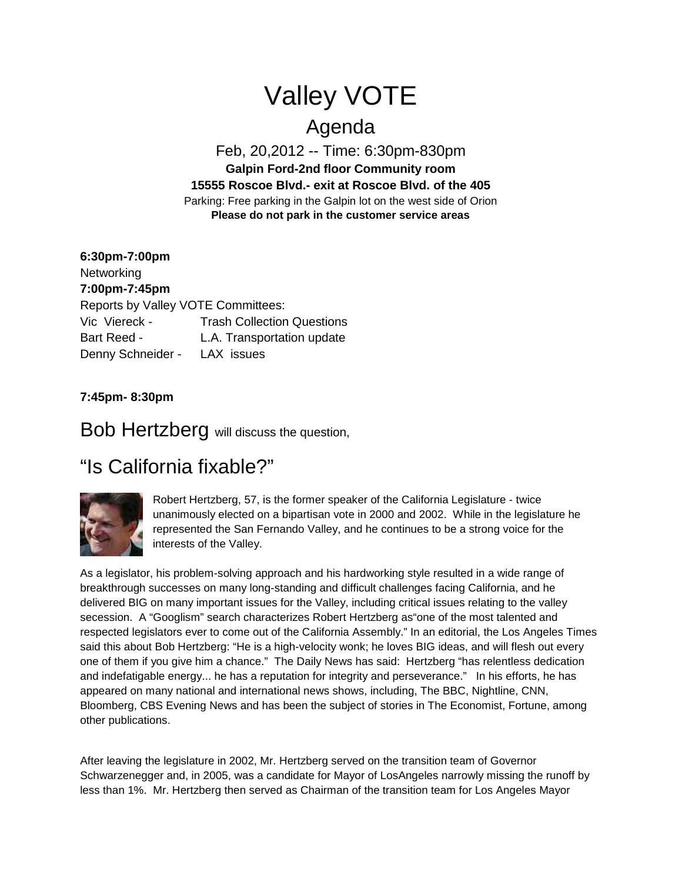# Valley VOTE

## Agenda

Feb, 20,2012 -- Time: 6:30pm-830pm

**Galpin Ford-2nd floor Community room**

**15555 Roscoe Blvd.- exit at Roscoe Blvd. of the 405**

Parking: Free parking in the Galpin lot on the west side of Orion

**Please do not park in the customer service areas**

**6:30pm-7:00pm**

Networking

**7:00pm-7:45pm**

Reports by Valley VOTE Committees:

| | |
|---|---|
| Vic Viereck - | Trash Collection Questions |
| Bart Reed - | L.A. Transportation update |
| Denny Schneider - | LAX issues |

**7:45pm- 8:30pm**

## Bob Hertzberg will discuss the question,

## "Is California fixable?"

Robert Hertzberg, 57, is the former speaker of the California Legislature - twice unanimously elected on a bipartisan vote in 2000 and 2002. While in the legislature he represented the San Fernando Valley, and he continues to be a strong voice for the interests of the Valley.

As a legislator, his problem-solving approach and his hardworking style resulted in a wide range of breakthrough successes on many long-standing and difficult challenges facing California, and he delivered BIG on many important issues for the Valley, including critical issues relating to the valley secession. A "Googlism" search characterizes Robert Hertzberg as"one of the most talented and respected legislators ever to come out of the California Assembly." In an editorial, the Los Angeles Times said this about Bob Hertzberg: "He is a high-velocity wonk; he loves BIG ideas, and will flesh out every one of them if you give him a chance." The Daily News has said: Hertzberg "has relentless dedication and indefatigable energy... he has a reputation for integrity and perseverance." In his efforts, he has appeared on many national and international news shows, including, The BBC, Nightline, CNN, Bloomberg, CBS Evening News and has been the subject of stories in The Economist, Fortune, among other publications.

After leaving the legislature in 2002, Mr. Hertzberg served on the transition team of Governor Schwarzenegger and, in 2005, was a candidate for Mayor of LosAngeles narrowly missing the runoff by less than 1%. Mr. Hertzberg then served as Chairman of the transition team for Los Angeles Mayor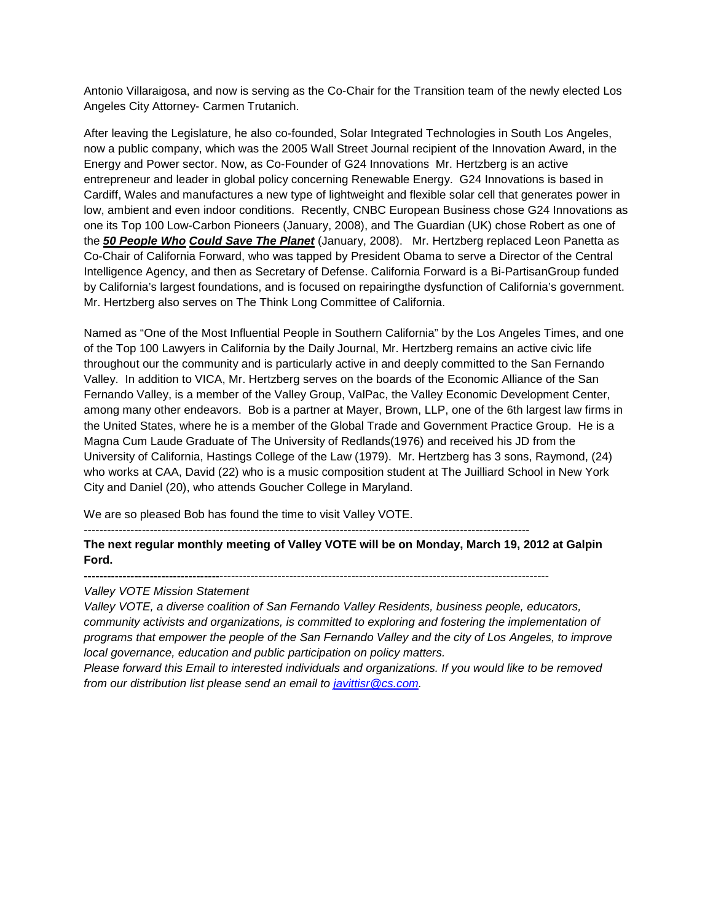Antonio Villaraigosa, and now is serving as the Co-Chair for the Transition team of the newly elected Los Angeles City Attorney- Carmen Trutanich.

After leaving the Legislature, he also co-founded, Solar Integrated Technologies in South Los Angeles, now a public company, which was the 2005 Wall Street Journal recipient of the Innovation Award, in the Energy and Power sector. Now, as Co-Founder of G24 Innovations Mr. Hertzberg is an active entrepreneur and leader in global policy concerning Renewable Energy. G24 Innovations is based in Cardiff, Wales and manufactures a new type of lightweight and flexible solar cell that generates power in low, ambient and even indoor conditions. Recently, CNBC European Business chose G24 Innovations as one its Top 100 Low-Carbon Pioneers (January, 2008), and The Guardian (UK) chose Robert as one of the ***50 People Who Could Save The Planet*** (January, 2008). Mr. Hertzberg replaced Leon Panetta as Co-Chair of California Forward, who was tapped by President Obama to serve a Director of the Central Intelligence Agency, and then as Secretary of Defense. California Forward is a Bi-PartisanGroup funded by California's largest foundations, and is focused on repairingthe dysfunction of California's government. Mr. Hertzberg also serves on The Think Long Committee of California.

Named as "One of the Most Influential People in Southern California" by the Los Angeles Times, and one of the Top 100 Lawyers in California by the Daily Journal, Mr. Hertzberg remains an active civic life throughout our the community and is particularly active in and deeply committed to the San Fernando Valley. In addition to VICA, Mr. Hertzberg serves on the boards of the Economic Alliance of the San Fernando Valley, is a member of the Valley Group, ValPac, the Valley Economic Development Center, among many other endeavors. Bob is a partner at Mayer, Brown, LLP, one of the 6th largest law firms in the United States, where he is a member of the Global Trade and Government Practice Group. He is a Magna Cum Laude Graduate of The University of Redlands(1976) and received his JD from the University of California, Hastings College of the Law (1979). Mr. Hertzberg has 3 sons, Raymond, (24) who works at CAA, David (22) who is a music composition student at The Juilliard School in New York City and Daniel (20), who attends Goucher College in Maryland.

We are so pleased Bob has found the time to visit Valley VOTE.

---

**The next regular monthly meeting of Valley VOTE will be on Monday, March 19, 2012 at Galpin Ford.**

---

*Valley VOTE Mission Statement*

*Valley VOTE, a diverse coalition of San Fernando Valley Residents, business people, educators, community activists and organizations, is committed to exploring and fostering the implementation of programs that empower the people of the San Fernando Valley and the city of Los Angeles, to improve local governance, education and public participation on policy matters.*

*Please forward this Email to interested individuals and organizations. If you would like to be removed from our distribution list please send an email to javittisr@cs.com.*